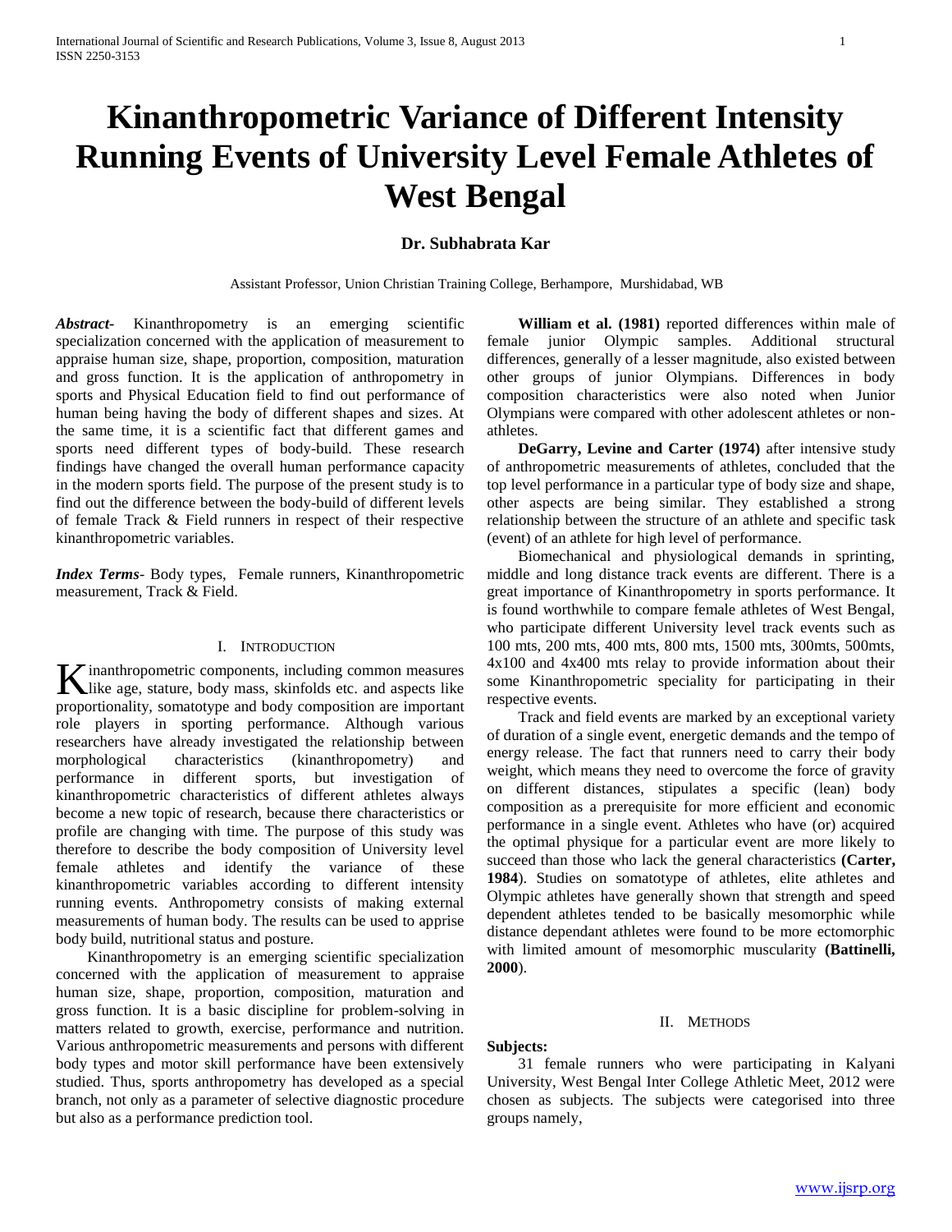#  Kinanthropometric Variance of Different Intensity Running Events of University Level Female Athletes of West Bengal

**Dr. Subhabrata Kar**

Assistant Professor, Union Christian Training College, Berhampore, Murshidabad, WB

***Abstract*-** Kinanthropometry is an emerging scientific specialization concerned with the application of measurement to appraise human size, shape, proportion, composition, maturation and gross function. It is the application of anthropometry in sports and Physical Education field to find out performance of human being having the body of different shapes and sizes. At the same time, it is a scientific fact that different games and sports need different types of body-build. These research findings have changed the overall human performance capacity in the modern sports field. The purpose of the present study is to find out the difference between the body-build of different levels of female Track & Field runners in respect of their respective kinanthropometric variables.

***Index Terms*-** Body types, Female runners, Kinanthropometric measurement, Track & Field.

## I. Introduction

Kinanthropometric components, including common measures like age, stature, body mass, skinfolds etc. and aspects like proportionality, somatotype and body composition are important role players in sporting performance. Although various researchers have already investigated the relationship between morphological characteristics (kinanthropometry) and performance in different sports, but investigation of kinanthropometric characteristics of different athletes always become a new topic of research, because there characteristics or profile are changing with time. The purpose of this study was therefore to describe the body composition of University level female athletes and identify the variance of these kinanthropometric variables according to different intensity running events. Anthropometry consists of making external measurements of human body. The results can be used to apprise body build, nutritional status and posture.

Kinanthropometry is an emerging scientific specialization concerned with the application of measurement to appraise human size, shape, proportion, composition, maturation and gross function. It is a basic discipline for problem-solving in matters related to growth, exercise, performance and nutrition. Various anthropometric measurements and persons with different body types and motor skill performance have been extensively studied. Thus, sports anthropometry has developed as a special branch, not only as a parameter of selective diagnostic procedure but also as a performance prediction tool.

**William et al. (1981)** reported differences within male of female junior Olympic samples. Additional structural differences, generally of a lesser magnitude, also existed between other groups of junior Olympians. Differences in body composition characteristics were also noted when Junior Olympians were compared with other adolescent athletes or non-athletes.

**DeGarry, Levine and Carter (1974)** after intensive study of anthropometric measurements of athletes, concluded that the top level performance in a particular type of body size and shape, other aspects are being similar. They established a strong relationship between the structure of an athlete and specific task (event) of an athlete for high level of performance.

Biomechanical and physiological demands in sprinting, middle and long distance track events are different. There is a great importance of Kinanthropometry in sports performance. It is found worthwhile to compare female athletes of West Bengal, who participate different University level track events such as 100 mts, 200 mts, 400 mts, 800 mts, 1500 mts, 300mts, 500mts, 4x100 and 4x400 mts relay to provide information about their some Kinanthropometric speciality for participating in their respective events.

Track and field events are marked by an exceptional variety of duration of a single event, energetic demands and the tempo of energy release. The fact that runners need to carry their body weight, which means they need to overcome the force of gravity on different distances, stipulates a specific (lean) body composition as a prerequisite for more efficient and economic performance in a single event. Athletes who have (or) acquired the optimal physique for a particular event are more likely to succeed than those who lack the general characteristics **(Carter, 1984**). Studies on somatotype of athletes, elite athletes and Olympic athletes have generally shown that strength and speed dependent athletes tended to be basically mesomorphic while distance dependant athletes were found to be more ectomorphic with limited amount of mesomorphic muscularity **(Battinelli, 2000**).

## II. Methods

**Subjects:**

31 female runners who were participating in Kalyani University, West Bengal Inter College Athletic Meet, 2012 were chosen as subjects. The subjects were categorised into three groups namely,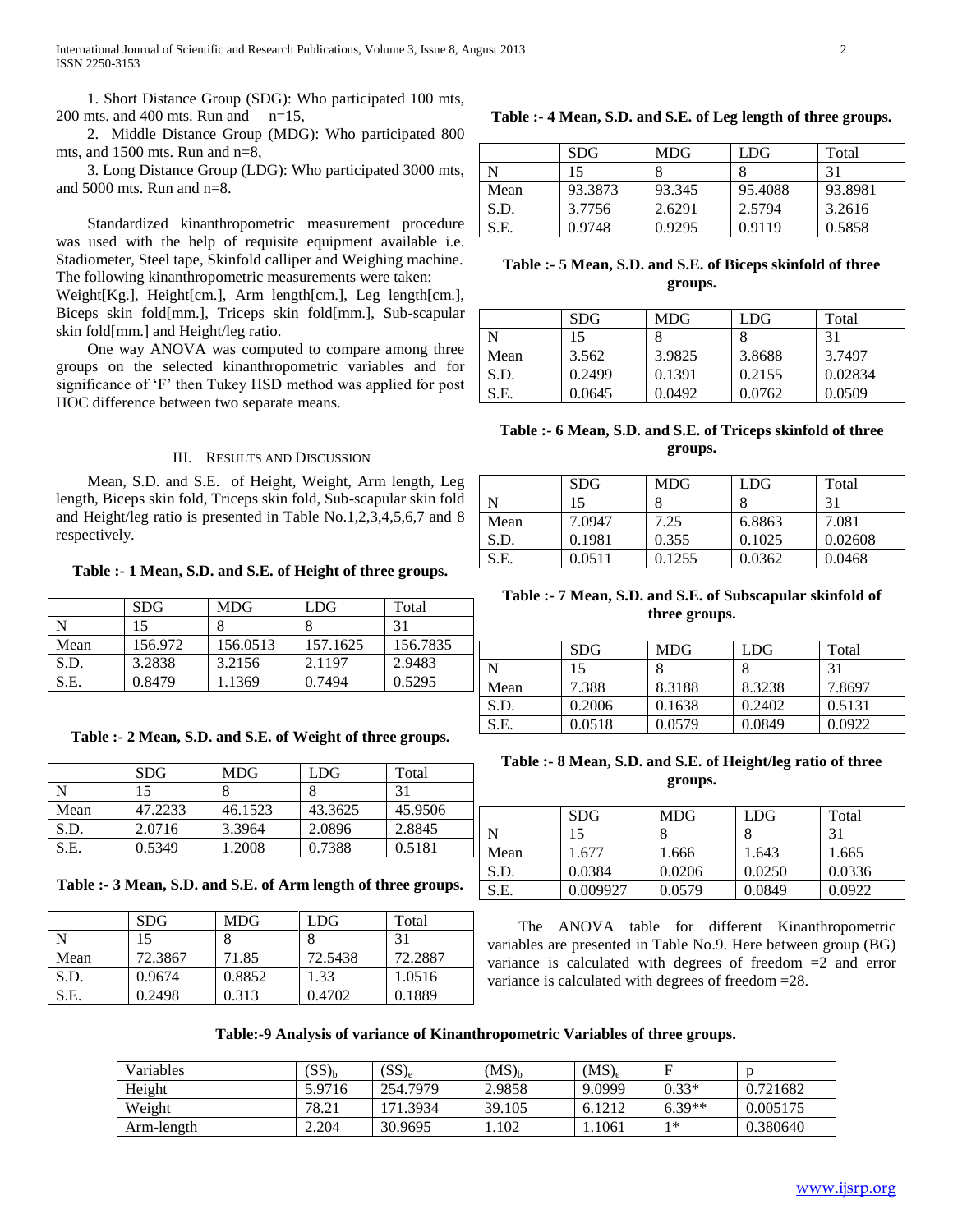1. Short Distance Group (SDG): Who participated 100 mts, 200 mts. and 400 mts. Run and n=15,

2. Middle Distance Group (MDG): Who participated 800 mts, and 1500 mts. Run and n=8,

3. Long Distance Group (LDG): Who participated 3000 mts, and 5000 mts. Run and n=8.

Standardized kinanthropometric measurement procedure was used with the help of requisite equipment available i.e. Stadiometer, Steel tape, Skinfold calliper and Weighing machine. The following kinanthropometric measurements were taken: Weight[Kg.], Height[cm.], Arm length[cm.], Leg length[cm.], Biceps skin fold[mm.], Triceps skin fold[mm.], Sub-scapular skin fold[mm.] and Height/leg ratio.

One way ANOVA was computed to compare among three groups on the selected kinanthropometric variables and for significance of 'F' then Tukey HSD method was applied for post HOC difference between two separate means.

## III. Results and Discussion

Mean, S.D. and S.E. of Height, Weight, Arm length, Leg length, Biceps skin fold, Triceps skin fold, Sub-scapular skin fold and Height/leg ratio is presented in Table No.1,2,3,4,5,6,7 and 8 respectively.

**Table :- 1 Mean, S.D. and S.E. of Height of three groups.**

| | SDG | MDG | LDG | Total |
|---|---|---|---|---|
| N | 15 | 8 | 8 | 31 |
| Mean | 156.972 | 156.0513 | 157.1625 | 156.7835 |
| S.D. | 3.2838 | 3.2156 | 2.1197 | 2.9483 |
| S.E. | 0.8479 | 1.1369 | 0.7494 | 0.5295 |

**Table :- 2 Mean, S.D. and S.E. of Weight of three groups.**

| | SDG | MDG | LDG | Total |
|---|---|---|---|---|
| N | 15 | 8 | 8 | 31 |
| Mean | 47.2233 | 46.1523 | 43.3625 | 45.9506 |
| S.D. | 2.0716 | 3.3964 | 2.0896 | 2.8845 |
| S.E. | 0.5349 | 1.2008 | 0.7388 | 0.5181 |

**Table :- 3 Mean, S.D. and S.E. of Arm length of three groups.**

| | SDG | MDG | LDG | Total |
|---|---|---|---|---|
| N | 15 | 8 | 8 | 31 |
| Mean | 72.3867 | 71.85 | 72.5438 | 72.2887 |
| S.D. | 0.9674 | 0.8852 | 1.33 | 1.0516 |
| S.E. | 0.2498 | 0.313 | 0.4702 | 0.1889 |

**Table :- 4 Mean, S.D. and S.E. of Leg length of three groups.**

| | SDG | MDG | LDG | Total |
|---|---|---|---|---|
| N | 15 | 8 | 8 | 31 |
| Mean | 93.3873 | 93.345 | 95.4088 | 93.8981 |
| S.D. | 3.7756 | 2.6291 | 2.5794 | 3.2616 |
| S.E. | 0.9748 | 0.9295 | 0.9119 | 0.5858 |

**Table :- 5 Mean, S.D. and S.E. of Biceps skinfold of three groups.**

| | SDG | MDG | LDG | Total |
|---|---|---|---|---|
| N | 15 | 8 | 8 | 31 |
| Mean | 3.562 | 3.9825 | 3.8688 | 3.7497 |
| S.D. | 0.2499 | 0.1391 | 0.2155 | 0.02834 |
| S.E. | 0.0645 | 0.0492 | 0.0762 | 0.0509 |

**Table :- 6 Mean, S.D. and S.E. of Triceps skinfold of three groups.**

| | SDG | MDG | LDG | Total |
|---|---|---|---|---|
| N | 15 | 8 | 8 | 31 |
| Mean | 7.0947 | 7.25 | 6.8863 | 7.081 |
| S.D. | 0.1981 | 0.355 | 0.1025 | 0.02608 |
| S.E. | 0.0511 | 0.1255 | 0.0362 | 0.0468 |

**Table :- 7 Mean, S.D. and S.E. of Subscapular skinfold of three groups.**

| | SDG | MDG | LDG | Total |
|---|---|---|---|---|
| N | 15 | 8 | 8 | 31 |
| Mean | 7.388 | 8.3188 | 8.3238 | 7.8697 |
| S.D. | 0.2006 | 0.1638 | 0.2402 | 0.5131 |
| S.E. | 0.0518 | 0.0579 | 0.0849 | 0.0922 |

**Table :- 8 Mean, S.D. and S.E. of Height/leg ratio of three groups.**

| | SDG | MDG | LDG | Total |
|---|---|---|---|---|
| N | 15 | 8 | 8 | 31 |
| Mean | 1.677 | 1.666 | 1.643 | 1.665 |
| S.D. | 0.0384 | 0.0206 | 0.0250 | 0.0336 |
| S.E. | 0.009927 | 0.0579 | 0.0849 | 0.0922 |

The ANOVA table for different Kinanthropometric variables are presented in Table No.9. Here between group (BG) variance is calculated with degrees of freedom =2 and error variance is calculated with degrees of freedom =28.

**Table:-9 Analysis of variance of Kinanthropometric Variables of three groups.**

| Variables | $(SS)_b$ | $(SS)_e$ | $(MS)_b$ | $(MS)_e$ | F | p |
|---|---|---|---|---|---|---|
| Height | 5.9716 | 254.7979 | 2.9858 | 9.0999 | 0.33* | 0.721682 |
| Weight | 78.21 | 171.3934 | 39.105 | 6.1212 | 6.39** | 0.005175 |
| Arm-length | 2.204 | 30.9695 | 1.102 | 1.1061 | 1* | 0.380640 |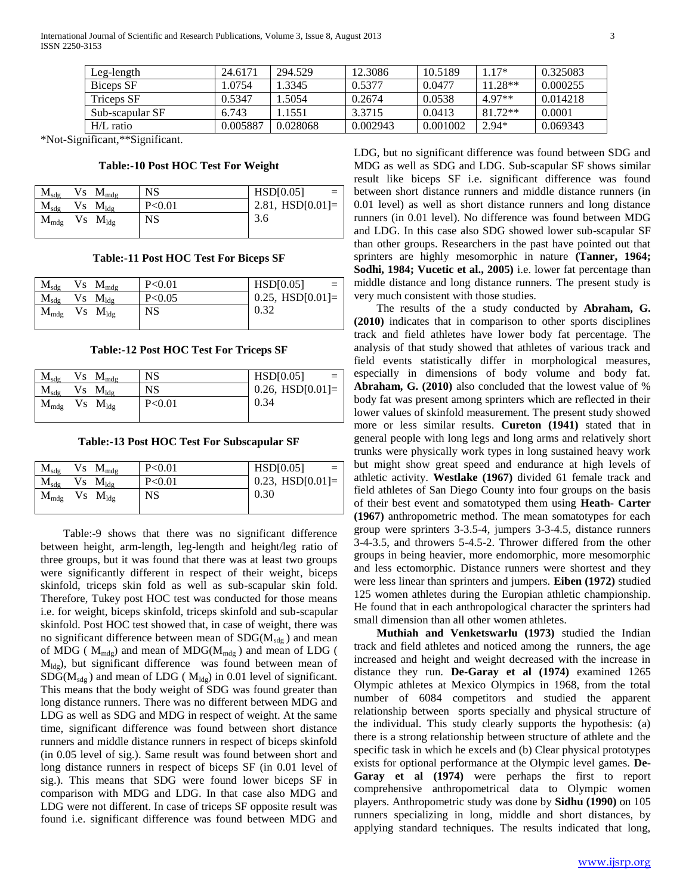| Leg-length | 24.6171 | 294.529 | 12.3086 | 10.5189 | 1.17* | 0.325083 |
|---|---|---|---|---|---|---|
| Biceps SF | 1.0754 | 1.3345 | 0.5377 | 0.0477 | 11.28** | 0.000255 |
| Triceps SF | 0.5347 | 1.5054 | 0.2674 | 0.0538 | 4.97** | 0.014218 |
| Sub-scapular SF | 6.743 | 1.1551 | 3.3715 | 0.0413 | 81.72** | 0.0001 |
| H/L ratio | 0.005887 | 0.028068 | 0.002943 | 0.001002 | 2.94* | 0.069343 |

*Not-Significant,**Significant.

**Table:-10 Post HOC Test For Weight**

| | | |
|---|---|---|
| $M_{sdg}$ Vs $M_{mdg}$ | NS | HSD[0.05] = 2.81, HSD[0.01]= 3.6 |
| $M_{sdg}$ Vs $M_{ldg}$ | P<0.01 | |
| $M_{mdg}$ Vs $M_{ldg}$ | NS | |

**Table:-11 Post HOC Test For Biceps SF**

| | | |
|---|---|---|
| $M_{sdg}$ Vs $M_{mdg}$ | P<0.01 | HSD[0.05] = 0.25, HSD[0.01]= 0.32 |
| $M_{sdg}$ Vs $M_{ldg}$ | P<0.05 | |
| $M_{mdg}$ Vs $M_{ldg}$ | NS | |

**Table:-12 Post HOC Test For Triceps SF**

| | | |
|---|---|---|
| $M_{sdg}$ Vs $M_{mdg}$ | NS | HSD[0.05] = 0.26, HSD[0.01]= 0.34 |
| $M_{sdg}$ Vs $M_{ldg}$ | NS | |
| $M_{mdg}$ Vs $M_{ldg}$ | P<0.01 | |

**Table:-13 Post HOC Test For Subscapular SF**

| | | |
|---|---|---|
| $M_{sdg}$ Vs $M_{mdg}$ | P<0.01 | HSD[0.05] = 0.23, HSD[0.01]= 0.30 |
| $M_{sdg}$ Vs $M_{ldg}$ | P<0.01 | |
| $M_{mdg}$ Vs $M_{ldg}$ | NS | |

Table:-9 shows that there was no significant difference between height, arm-length, leg-length and height/leg ratio of three groups, but it was found that there was at least two groups were significantly different in respect of their weight, biceps skinfold, triceps skin fold as well as sub-scapular skin fold. Therefore, Tukey post HOC test was conducted for those means i.e. for weight, biceps skinfold, triceps skinfold and sub-scapular skinfold. Post HOC test showed that, in case of weight, there was no significant difference between mean of SDG($M_{sdg}$) and mean of MDG ( $M_{mdg}$) and mean of MDG($M_{mdg}$) and mean of LDG ( $M_{ldg}$), but significant difference was found between mean of SDG($M_{sdg}$) and mean of LDG ( $M_{ldg}$) in 0.01 level of significant. This means that the body weight of SDG was found greater than long distance runners. There was no different between MDG and LDG as well as SDG and MDG in respect of weight. At the same time, significant difference was found between short distance runners and middle distance runners in respect of biceps skinfold (in 0.05 level of sig.). Same result was found between short and long distance runners in respect of biceps SF (in 0.01 level of sig.). This means that SDG were found lower biceps SF in comparison with MDG and LDG. In that case also MDG and LDG were not different. In case of triceps SF opposite result was found i.e. significant difference was found between MDG and LDG, but no significant difference was found between SDG and MDG as well as SDG and LDG. Sub-scapular SF shows similar result like biceps SF i.e. significant difference was found between short distance runners and middle distance runners (in 0.01 level) as well as short distance runners and long distance runners (in 0.01 level). No difference was found between MDG and LDG. In this case also SDG showed lower sub-scapular SF than other groups. Researchers in the past have pointed out that sprinters are highly mesomorphic in nature **(Tanner, 1964; Sodhi, 1984; Vucetic et al., 2005)** i.e. lower fat percentage than middle distance and long distance runners. The present study is very much consistent with those studies.

The results of the a study conducted by **Abraham, G. (2010)** indicates that in comparison to other sports disciplines track and field athletes have lower body fat percentage. The analysis of that study showed that athletes of various track and field events statistically differ in morphological measures, especially in dimensions of body volume and body fat. **Abraham, G. (2010)** also concluded that the lowest value of % body fat was present among sprinters which are reflected in their lower values of skinfold measurement. The present study showed more or less similar results. **Cureton (1941)** stated that in general people with long legs and long arms and relatively short trunks were physically work types in long sustained heavy work but might show great speed and endurance at high levels of athletic activity. **Westlake (1967)** divided 61 female track and field athletes of San Diego County into four groups on the basis of their best event and somatotyped them using **Heath- Carter (1967)** anthropometric method. The mean somatotypes for each group were sprinters 3-3.5-4, jumpers 3-3-4.5, distance runners 3-4-3.5, and throwers 5-4.5-2. Thrower differed from the other groups in being heavier, more endomorphic, more mesomorphic and less ectomorphic. Distance runners were shortest and they were less linear than sprinters and jumpers. **Eiben (1972)** studied 125 women athletes during the Europian athletic championship. He found that in each anthropological character the sprinters had small dimension than all other women athletes.

**Muthiah and Venketswarlu (1973)** studied the Indian track and field athletes and noticed among the runners, the age increased and height and weight decreased with the increase in distance they run. **De-Garay et al (1974)** examined 1265 Olympic athletes at Mexico Olympics in 1968, from the total number of 6084 competitors and studied the apparent relationship between sports specially and physical structure of the individual. This study clearly supports the hypothesis: (a) there is a strong relationship between structure of athlete and the specific task in which he excels and (b) Clear physical prototypes exists for optional performance at the Olympic level games. **De-Garay et al (1974)** were perhaps the first to report comprehensive anthropometrical data to Olympic women players. Anthropometric study was done by **Sidhu (1990)** on 105 runners specializing in long, middle and short distances, by applying standard techniques. The results indicated that long,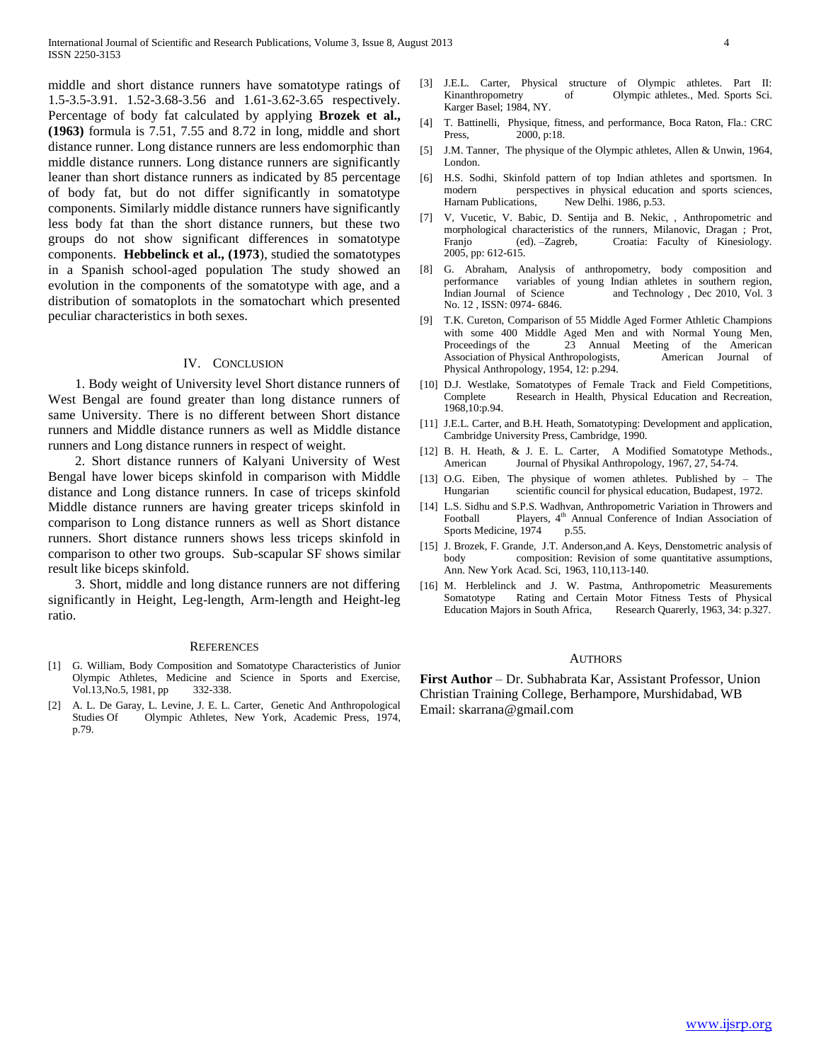middle and short distance runners have somatotype ratings of 1.5-3.5-3.91. 1.52-3.68-3.56 and 1.61-3.62-3.65 respectively. Percentage of body fat calculated by applying **Brozek et al., (1963)** formula is 7.51, 7.55 and 8.72 in long, middle and short distance runner. Long distance runners are less endomorphic than middle distance runners. Long distance runners are significantly leaner than short distance runners as indicated by 85 percentage of body fat, but do not differ significantly in somatotype components. Similarly middle distance runners have significantly less body fat than the short distance runners, but these two groups do not show significant differences in somatotype components. **Hebbelinck et al., (1973**), studied the somatotypes in a Spanish school-aged population The study showed an evolution in the components of the somatotype with age, and a distribution of somatoplots in the somatochart which presented peculiar characteristics in both sexes.

## IV. Conclusion

1. Body weight of University level Short distance runners of West Bengal are found greater than long distance runners of same University. There is no different between Short distance runners and Middle distance runners as well as Middle distance runners and Long distance runners in respect of weight.

2. Short distance runners of Kalyani University of West Bengal have lower biceps skinfold in comparison with Middle distance and Long distance runners. In case of triceps skinfold Middle distance runners are having greater triceps skinfold in comparison to Long distance runners as well as Short distance runners. Short distance runners shows less triceps skinfold in comparison to other two groups. Sub-scapular SF shows similar result like biceps skinfold.

3. Short, middle and long distance runners are not differing significantly in Height, Leg-length, Arm-length and Height-leg ratio.

## References

[1] G. William, Body Composition and Somatotype Characteristics of Junior Olympic Athletes, Medicine and Science in Sports and Exercise, Vol.13,No.5, 1981, pp 332-338.

[2] A. L. De Garay, L. Levine, J. E. L. Carter, Genetic And Anthropological Studies Of Olympic Athletes, New York, Academic Press, 1974, p.79.

[3] J.E.L. Carter, Physical structure of Olympic athletes. Part II: Kinanthropometry of Olympic athletes., Med. Sports Sci. Karger Basel; 1984, NY.

[4] T. Battinelli, Physique, fitness, and performance, Boca Raton, Fla.: CRC Press, 2000, p:18.

[5] J.M. Tanner, The physique of the Olympic athletes, Allen & Unwin, 1964, London.

[6] H.S. Sodhi, Skinfold pattern of top Indian athletes and sportsmen. In modern perspectives in physical education and sports sciences, Harnam Publications, New Delhi. 1986, p.53.

[7] V, Vucetic, V. Babic, D. Sentija and B. Nekic, , Anthropometric and morphological characteristics of the runners, Milanovic, Dragan ; Prot, Franjo (ed). –Zagreb, Croatia: Faculty of Kinesiology. 2005, pp: 612-615.

[8] G. Abraham, Analysis of anthropometry, body composition and performance variables of young Indian athletes in southern region, Indian Journal of Science and Technology , Dec 2010, Vol. 3 No. 12 , ISSN: 0974- 6846.

[9] T.K. Cureton, Comparison of 55 Middle Aged Former Athletic Champions with some 400 Middle Aged Men and with Normal Young Men, Proceedings of the 23 Annual Meeting of the American Association of Physical Anthropologists, American Journal of Physical Anthropology, 1954, 12: p.294.

[10] D.J. Westlake, Somatotypes of Female Track and Field Competitions, Complete Research in Health, Physical Education and Recreation, 1968,10:p.94.

[11] J.E.L. Carter, and B.H. Heath, Somatotyping: Development and application, Cambridge University Press, Cambridge, 1990.

[12] B. H. Heath, & J. E. L. Carter, A Modified Somatotype Methods., American Journal of Physikal Anthropology, 1967, 27, 54-74.

[13] O.G. Eiben, The physique of women athletes. Published by – The Hungarian scientific council for physical education, Budapest, 1972.

[14] L.S. Sidhu and S.P.S. Wadhvan, Anthropometric Variation in Throwers and Football Players, 4th Annual Conference of Indian Association of Sports Medicine, 1974 p.55.

[15] J. Brozek, F. Grande, J.T. Anderson,and A. Keys, Denstometric analysis of body composition: Revision of some quantitative assumptions, Ann. New York Acad. Sci, 1963, 110,113-140.

[16] M. Herblelinck and J. W. Pastma, Anthropometric Measurements Somatotype Rating and Certain Motor Fitness Tests of Physical Education Majors in South Africa, Research Quarerly, 1963, 34: p.327.

## Authors

**First Author** – Dr. Subhabrata Kar, Assistant Professor, Union Christian Training College, Berhampore, Murshidabad, WB Email: skarrana@gmail.com